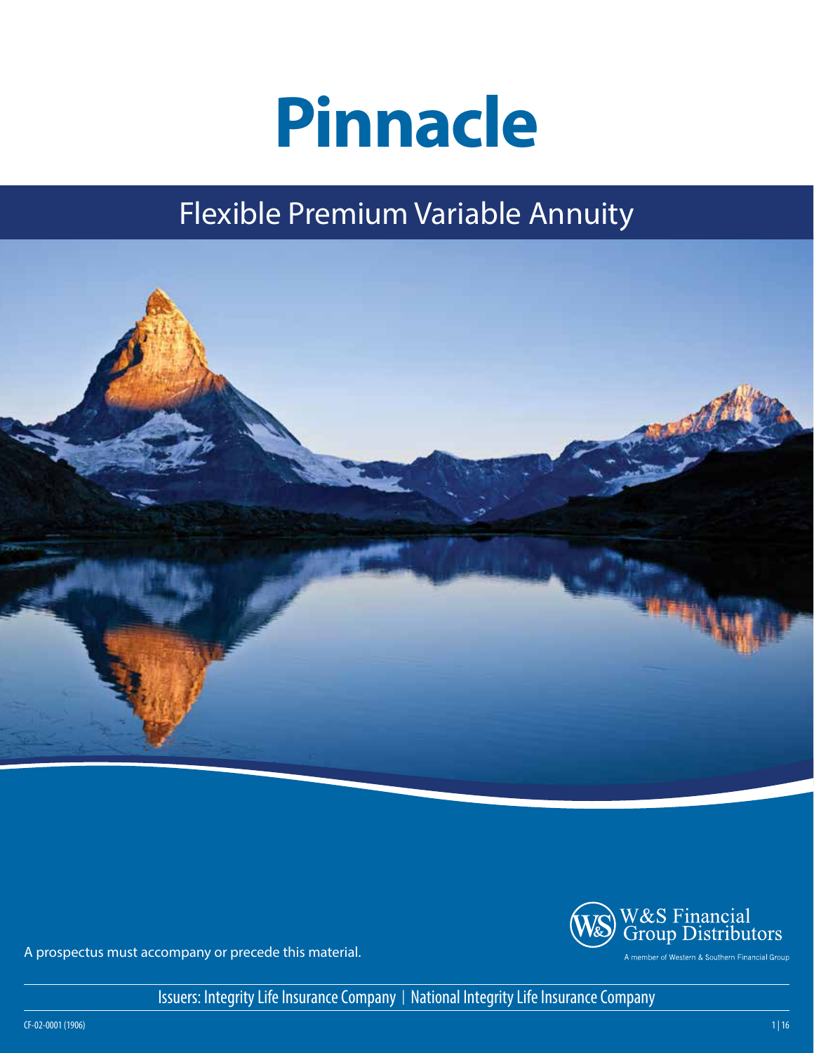# Pinnacle

## Flexible Premium Variable Annuity

A prospectus must accompany or precede this material.

W&S Financial Group Distributors

A member of Western & Southern Financial Group

Issuers: Integrity Life Insurance Company | National Integrity Life Insurance Company

CF-02-0001 (1906)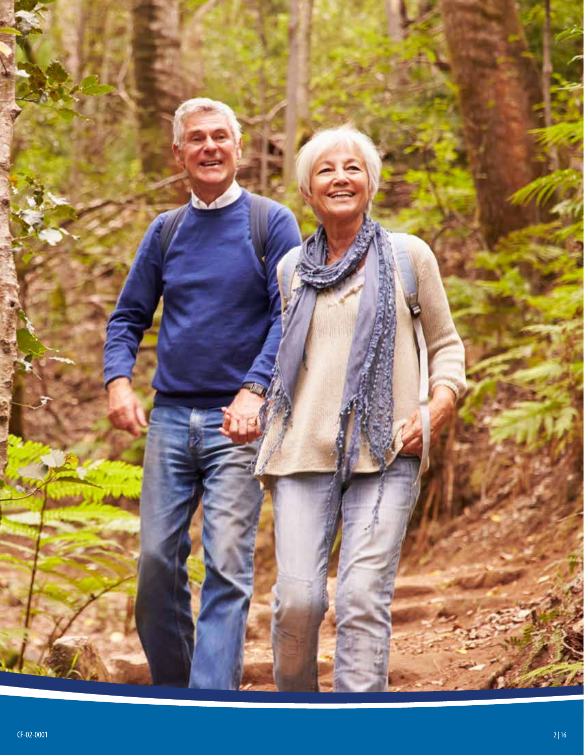CF-02-0001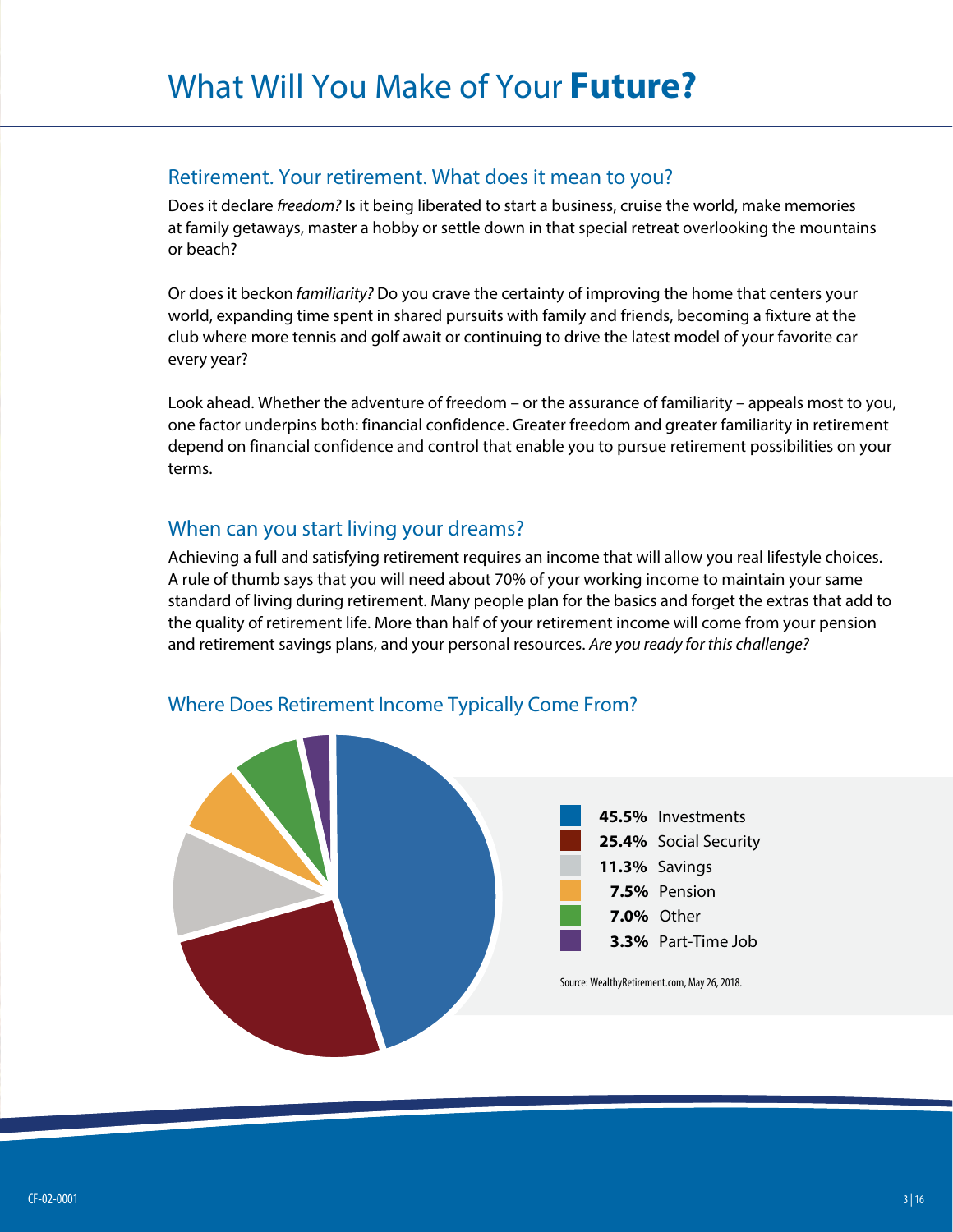# What Will You Make of Your **Future?**

## Retirement. Your retirement. What does it mean to you?

Does it declare *freedom?* Is it being liberated to start a business, cruise the world, make memories at family getaways, master a hobby or settle down in that special retreat overlooking the mountains or beach?

Or does it beckon *familiarity?* Do you crave the certainty of improving the home that centers your world, expanding time spent in shared pursuits with family and friends, becoming a fixture at the club where more tennis and golf await or continuing to drive the latest model of your favorite car every year?

Look ahead. Whether the adventure of freedom – or the assurance of familiarity – appeals most to you, one factor underpins both: financial confidence. Greater freedom and greater familiarity in retirement depend on financial confidence and control that enable you to pursue retirement possibilities on your terms.

## When can you start living your dreams?

Achieving a full and satisfying retirement requires an income that will allow you real lifestyle choices. A rule of thumb says that you will need about 70% of your working income to maintain your same standard of living during retirement. Many people plan for the basics and forget the extras that add to the quality of retirement life. More than half of your retirement income will come from your pension and retirement savings plans, and your personal resources. *Are you ready for this challenge?*

## Where Does Retirement Income Typically Come From?

| Percentage | Source |
|---|---|
| **45.5%** | Investments |
| **25.4%** | Social Security |
| **11.3%** | Savings |
| **7.5%** | Pension |
| **7.0%** | Other |
| **3.3%** | Part-Time Job |

Source: WealthyRetirement.com, May 26, 2018.

CF-02-0001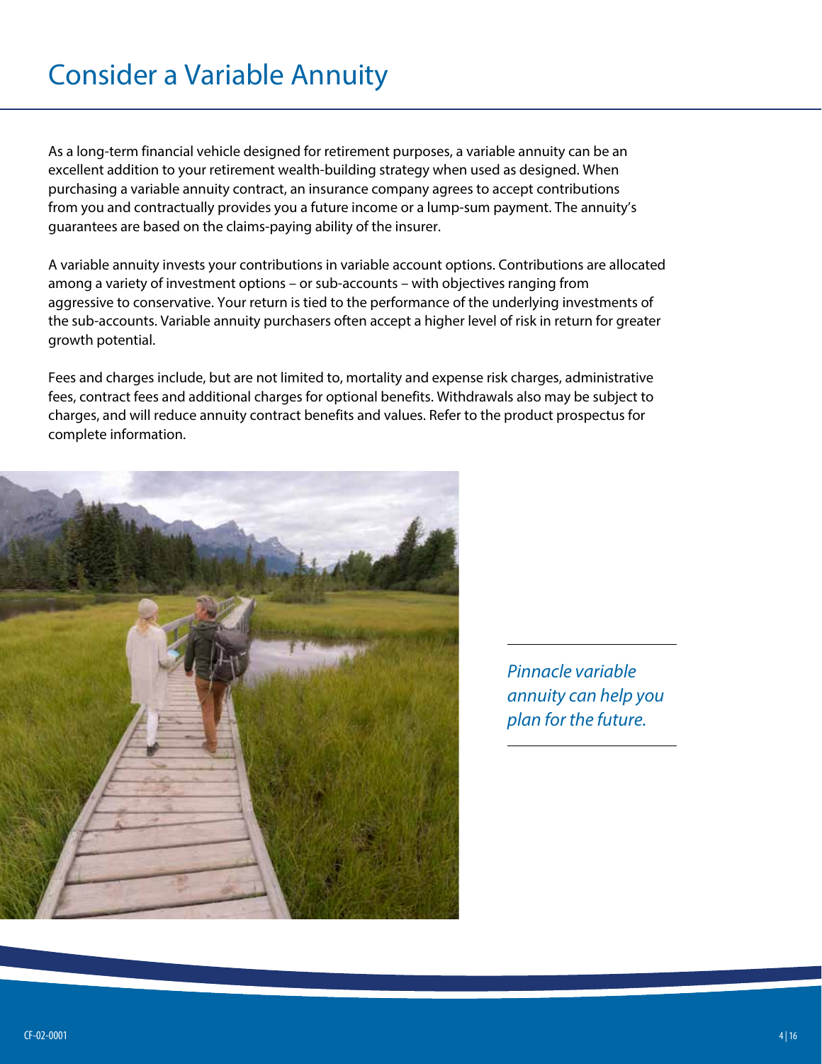# Consider a Variable Annuity

As a long-term financial vehicle designed for retirement purposes, a variable annuity can be an excellent addition to your retirement wealth-building strategy when used as designed. When purchasing a variable annuity contract, an insurance company agrees to accept contributions from you and contractually provides you a future income or a lump-sum payment. The annuity's guarantees are based on the claims-paying ability of the insurer.

A variable annuity invests your contributions in variable account options. Contributions are allocated among a variety of investment options – or sub-accounts – with objectives ranging from aggressive to conservative. Your return is tied to the performance of the underlying investments of the sub-accounts. Variable annuity purchasers often accept a higher level of risk in return for greater growth potential.

Fees and charges include, but are not limited to, mortality and expense risk charges, administrative fees, contract fees and additional charges for optional benefits. Withdrawals also may be subject to charges, and will reduce annuity contract benefits and values. Refer to the product prospectus for complete information.

*Pinnacle variable annuity can help you plan for the future.*

CF-02-0001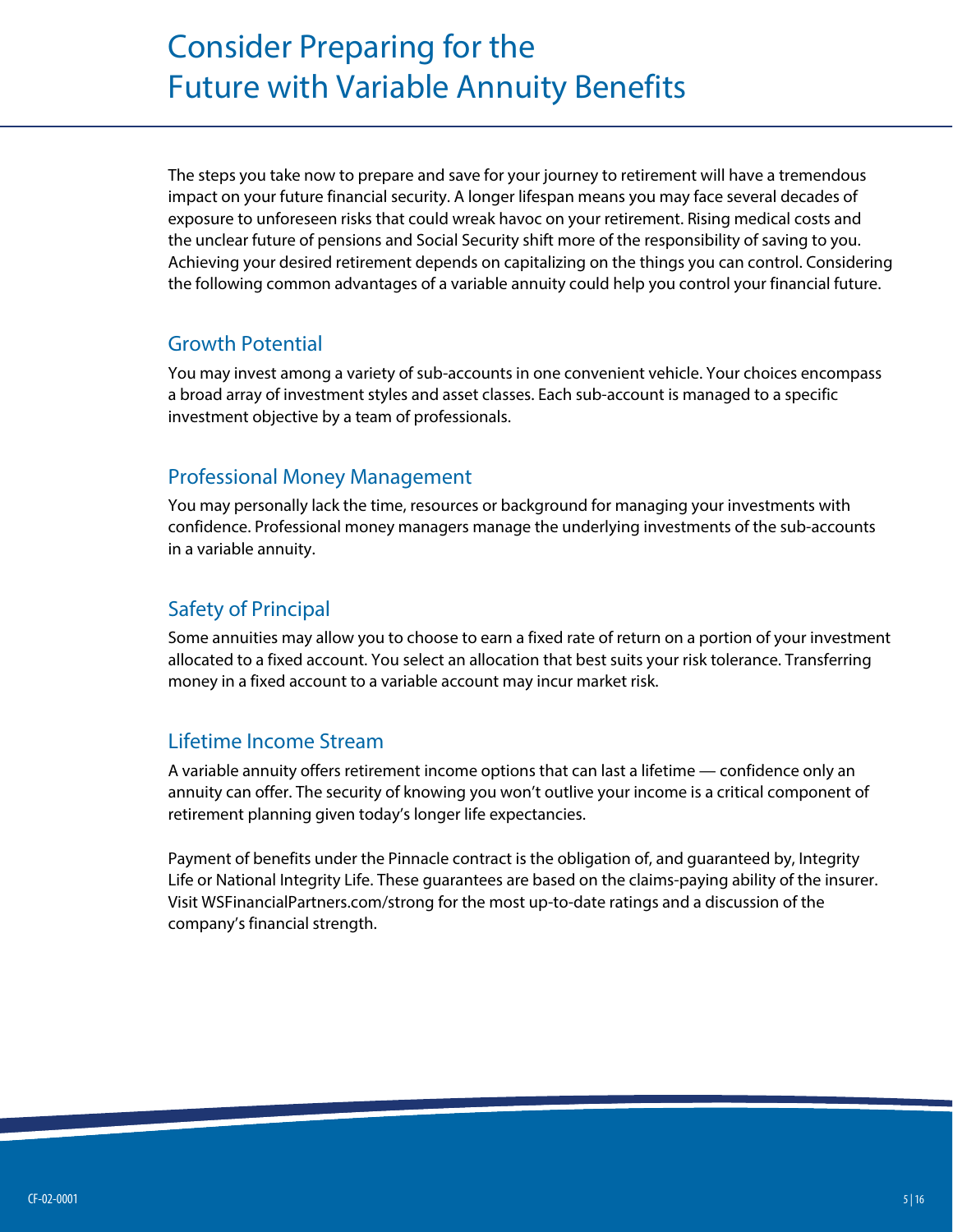# Consider Preparing for the Future with Variable Annuity Benefits

The steps you take now to prepare and save for your journey to retirement will have a tremendous impact on your future financial security. A longer lifespan means you may face several decades of exposure to unforeseen risks that could wreak havoc on your retirement. Rising medical costs and the unclear future of pensions and Social Security shift more of the responsibility of saving to you. Achieving your desired retirement depends on capitalizing on the things you can control. Considering the following common advantages of a variable annuity could help you control your financial future.

## Growth Potential

You may invest among a variety of sub-accounts in one convenient vehicle. Your choices encompass a broad array of investment styles and asset classes. Each sub-account is managed to a specific investment objective by a team of professionals.

## Professional Money Management

You may personally lack the time, resources or background for managing your investments with confidence. Professional money managers manage the underlying investments of the sub-accounts in a variable annuity.

## Safety of Principal

Some annuities may allow you to choose to earn a fixed rate of return on a portion of your investment allocated to a fixed account. You select an allocation that best suits your risk tolerance. Transferring money in a fixed account to a variable account may incur market risk.

## Lifetime Income Stream

A variable annuity offers retirement income options that can last a lifetime — confidence only an annuity can offer. The security of knowing you won't outlive your income is a critical component of retirement planning given today's longer life expectancies.

Payment of benefits under the Pinnacle contract is the obligation of, and guaranteed by, Integrity Life or National Integrity Life. These guarantees are based on the claims-paying ability of the insurer. Visit WSFinancialPartners.com/strong for the most up-to-date ratings and a discussion of the company's financial strength.

CF-02-0001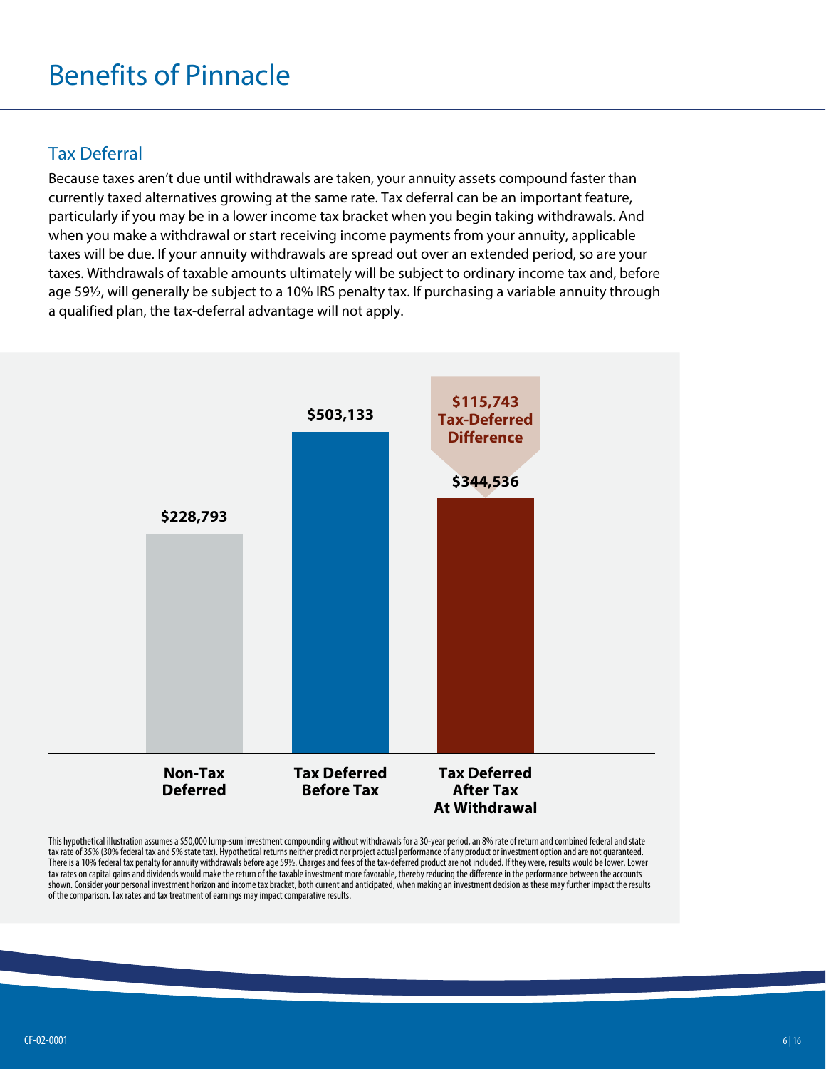# Benefits of Pinnacle

## Tax Deferral

Because taxes aren't due until withdrawals are taken, your annuity assets compound faster than currently taxed alternatives growing at the same rate. Tax deferral can be an important feature, particularly if you may be in a lower income tax bracket when you begin taking withdrawals. And when you make a withdrawal or start receiving income payments from your annuity, applicable taxes will be due. If your annuity withdrawals are spread out over an extended period, so are your taxes. Withdrawals of taxable amounts ultimately will be subject to ordinary income tax and, before age 59½, will generally be subject to a 10% IRS penalty tax. If purchasing a variable annuity through a qualified plan, the tax-deferral advantage will not apply.

| Non-Tax Deferred | Tax Deferred Before Tax | Tax Deferred After Tax At Withdrawal |
|---|---|---|
| $228,793 | $503,133 | $344,536 |

**$115,743 Tax-Deferred Difference**

This hypothetical illustration assumes a $50,000 lump-sum investment compounding without withdrawals for a 30-year period, an 8% rate of return and combined federal and state tax rate of 35% (30% federal tax and 5% state tax). Hypothetical returns neither predict nor project actual performance of any product or investment option and are not guaranteed. There is a 10% federal tax penalty for annuity withdrawals before age 59½. Charges and fees of the tax-deferred product are not included. If they were, results would be lower. Lower tax rates on capital gains and dividends would make the return of the taxable investment more favorable, thereby reducing the difference in the performance between the accounts shown. Consider your personal investment horizon and income tax bracket, both current and anticipated, when making an investment decision as these may further impact the results of the comparison. Tax rates and tax treatment of earnings may impact comparative results.

CF-02-0001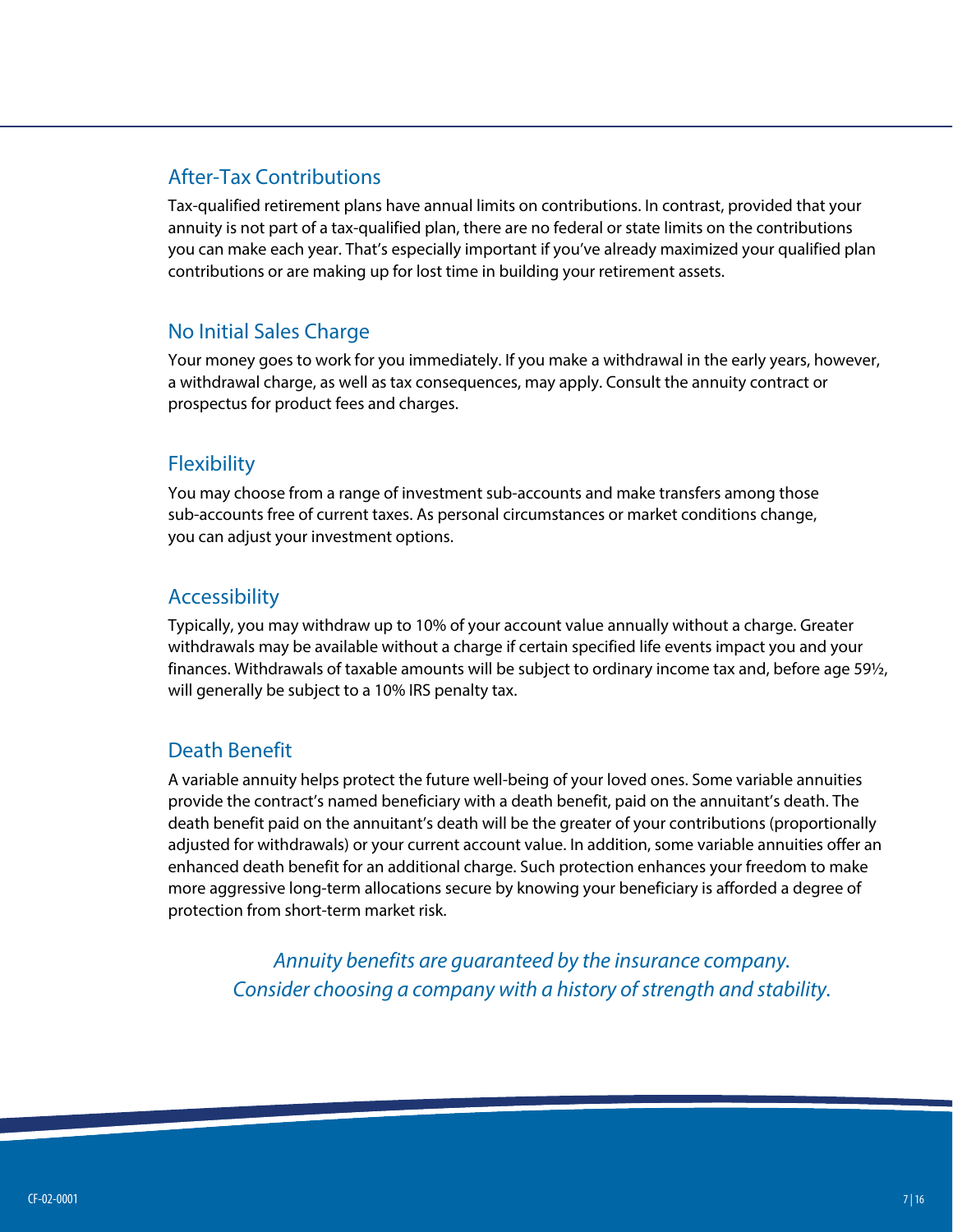## After-Tax Contributions

Tax-qualified retirement plans have annual limits on contributions. In contrast, provided that your annuity is not part of a tax-qualified plan, there are no federal or state limits on the contributions you can make each year. That's especially important if you've already maximized your qualified plan contributions or are making up for lost time in building your retirement assets.

## No Initial Sales Charge

Your money goes to work for you immediately. If you make a withdrawal in the early years, however, a withdrawal charge, as well as tax consequences, may apply. Consult the annuity contract or prospectus for product fees and charges.

## Flexibility

You may choose from a range of investment sub-accounts and make transfers among those sub-accounts free of current taxes. As personal circumstances or market conditions change, you can adjust your investment options.

## Accessibility

Typically, you may withdraw up to 10% of your account value annually without a charge. Greater withdrawals may be available without a charge if certain specified life events impact you and your finances. Withdrawals of taxable amounts will be subject to ordinary income tax and, before age 59½, will generally be subject to a 10% IRS penalty tax.

## Death Benefit

A variable annuity helps protect the future well-being of your loved ones. Some variable annuities provide the contract's named beneficiary with a death benefit, paid on the annuitant's death. The death benefit paid on the annuitant's death will be the greater of your contributions (proportionally adjusted for withdrawals) or your current account value. In addition, some variable annuities offer an enhanced death benefit for an additional charge. Such protection enhances your freedom to make more aggressive long-term allocations secure by knowing your beneficiary is afforded a degree of protection from short-term market risk.

*Annuity benefits are guaranteed by the insurance company. Consider choosing a company with a history of strength and stability.*

CF-02-0001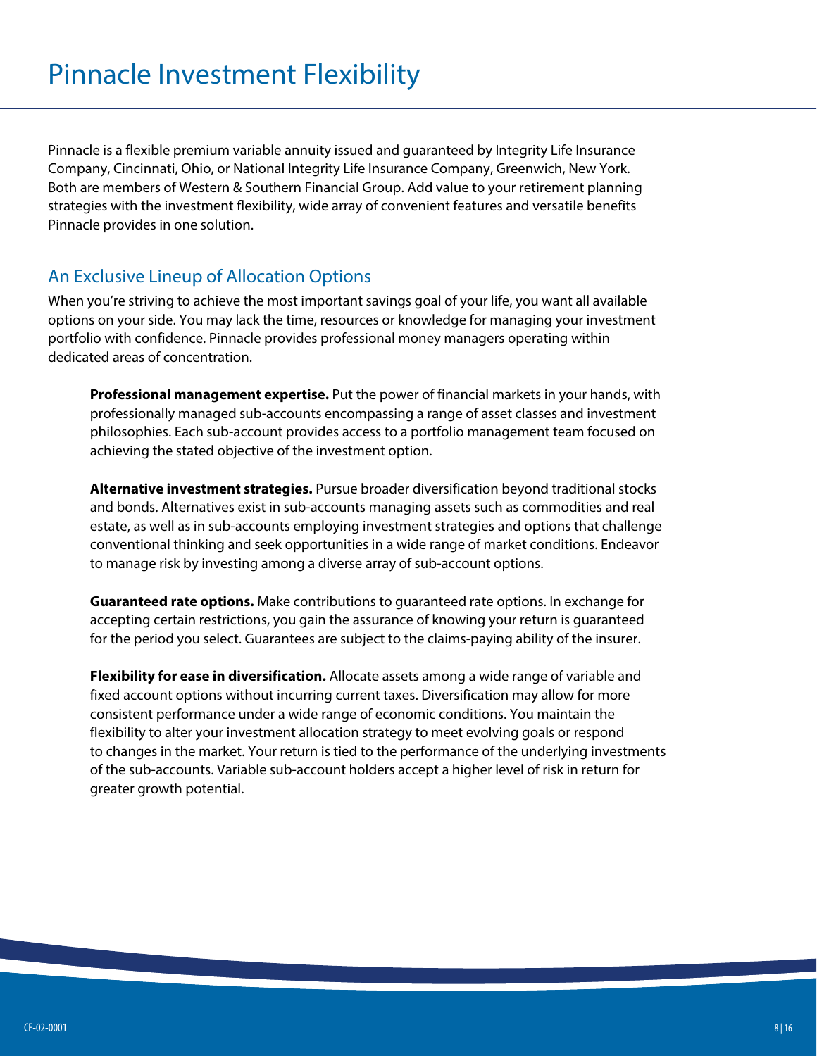# Pinnacle Investment Flexibility

Pinnacle is a flexible premium variable annuity issued and guaranteed by Integrity Life Insurance Company, Cincinnati, Ohio, or National Integrity Life Insurance Company, Greenwich, New York. Both are members of Western & Southern Financial Group. Add value to your retirement planning strategies with the investment flexibility, wide array of convenient features and versatile benefits Pinnacle provides in one solution.

## An Exclusive Lineup of Allocation Options

When you're striving to achieve the most important savings goal of your life, you want all available options on your side. You may lack the time, resources or knowledge for managing your investment portfolio with confidence. Pinnacle provides professional money managers operating within dedicated areas of concentration.

**Professional management expertise.** Put the power of financial markets in your hands, with professionally managed sub-accounts encompassing a range of asset classes and investment philosophies. Each sub-account provides access to a portfolio management team focused on achieving the stated objective of the investment option.

**Alternative investment strategies.** Pursue broader diversification beyond traditional stocks and bonds. Alternatives exist in sub-accounts managing assets such as commodities and real estate, as well as in sub-accounts employing investment strategies and options that challenge conventional thinking and seek opportunities in a wide range of market conditions. Endeavor to manage risk by investing among a diverse array of sub-account options.

**Guaranteed rate options.** Make contributions to guaranteed rate options. In exchange for accepting certain restrictions, you gain the assurance of knowing your return is guaranteed for the period you select. Guarantees are subject to the claims-paying ability of the insurer.

**Flexibility for ease in diversification.** Allocate assets among a wide range of variable and fixed account options without incurring current taxes. Diversification may allow for more consistent performance under a wide range of economic conditions. You maintain the flexibility to alter your investment allocation strategy to meet evolving goals or respond to changes in the market. Your return is tied to the performance of the underlying investments of the sub-accounts. Variable sub-account holders accept a higher level of risk in return for greater growth potential.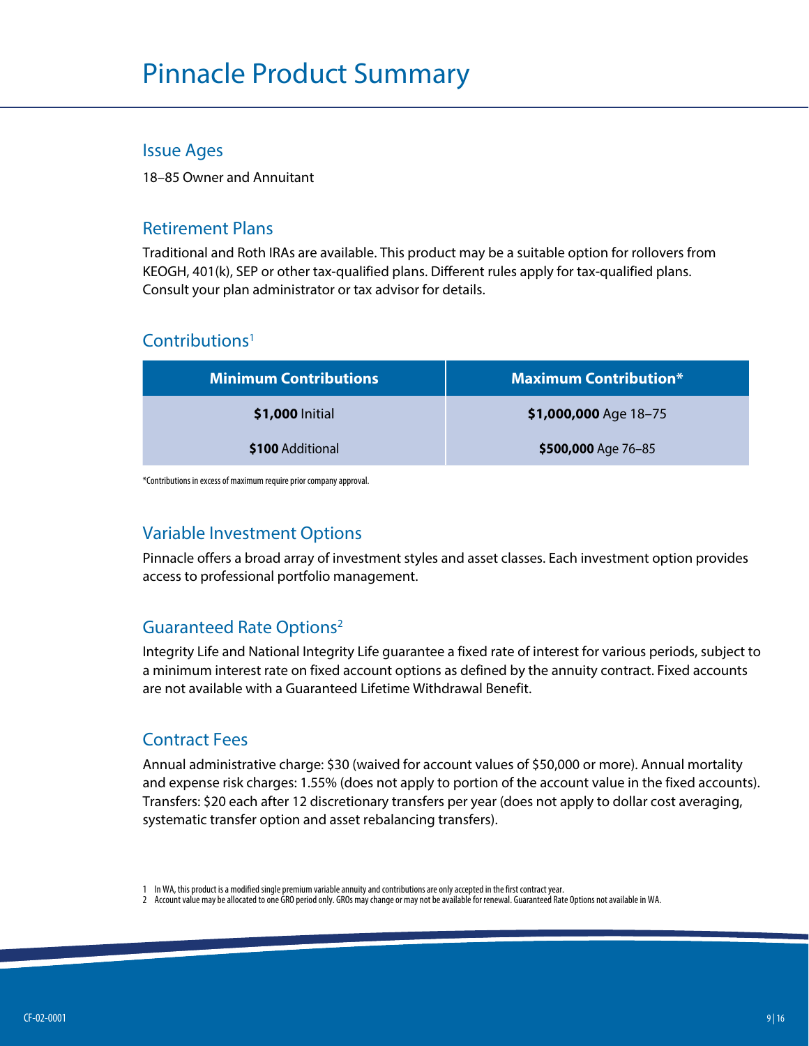# Pinnacle Product Summary

## Issue Ages

18–85 Owner and Annuitant

## Retirement Plans

Traditional and Roth IRAs are available. This product may be a suitable option for rollovers from KEOGH, 401(k), SEP or other tax-qualified plans. Different rules apply for tax-qualified plans. Consult your plan administrator or tax advisor for details.

## Contributions[1]

| Minimum Contributions | Maximum Contribution* |
|---|---|
| **$1,000** Initial | **$1,000,000** Age 18–75 |
| **$100** Additional | **$500,000** Age 76–85 |

*Contributions in excess of maximum require prior company approval.

## Variable Investment Options

Pinnacle offers a broad array of investment styles and asset classes. Each investment option provides access to professional portfolio management.

## Guaranteed Rate Options[2]

Integrity Life and National Integrity Life guarantee a fixed rate of interest for various periods, subject to a minimum interest rate on fixed account options as defined by the annuity contract. Fixed accounts are not available with a Guaranteed Lifetime Withdrawal Benefit.

## Contract Fees

Annual administrative charge: $30 (waived for account values of $50,000 or more). Annual mortality and expense risk charges: 1.55% (does not apply to portion of the account value in the fixed accounts). Transfers: $20 each after 12 discretionary transfers per year (does not apply to dollar cost averaging, systematic transfer option and asset rebalancing transfers).

1 In WA, this product is a modified single premium variable annuity and contributions are only accepted in the first contract year.
2 Account value may be allocated to one GRO period only. GROs may change or may not be available for renewal. Guaranteed Rate Options not available in WA.

CF-02-0001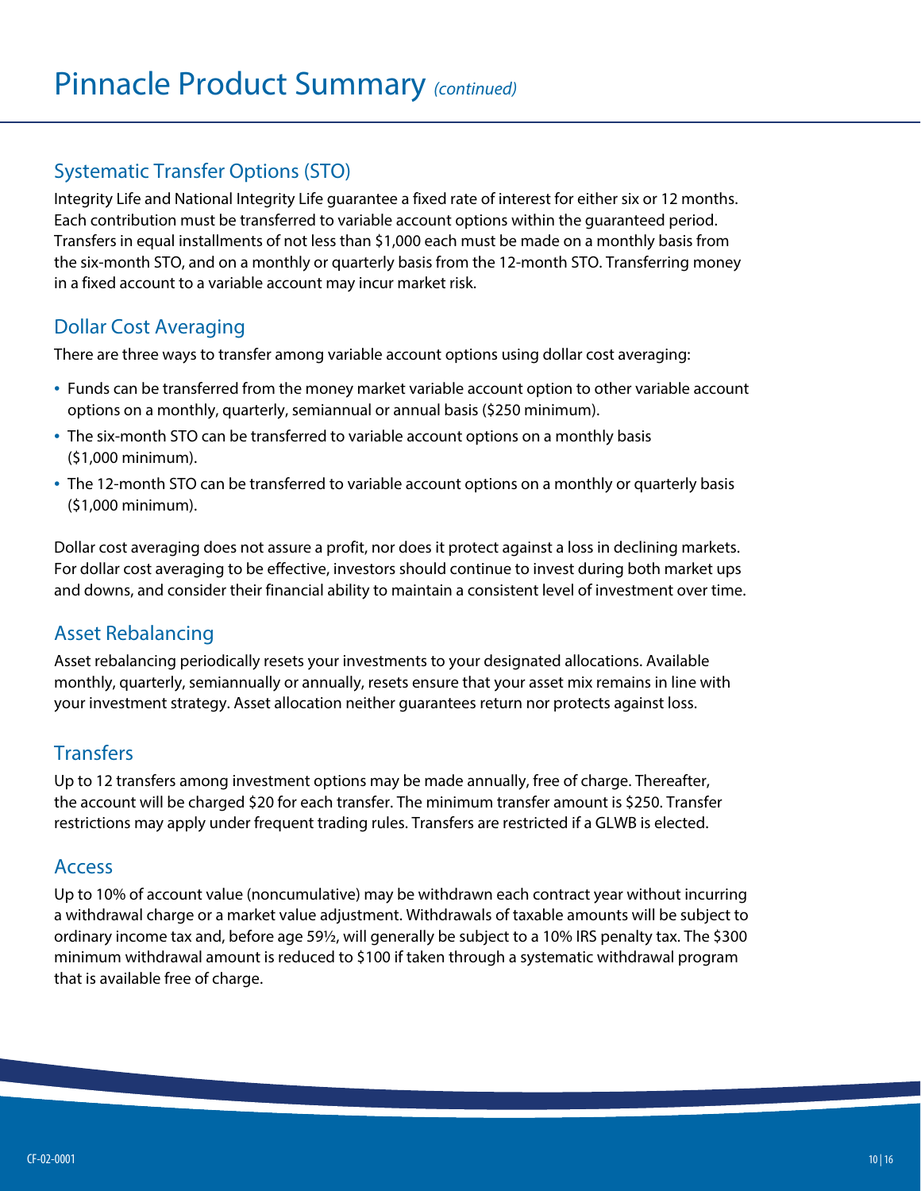# Pinnacle Product Summary *(continued)*

## Systematic Transfer Options (STO)

Integrity Life and National Integrity Life guarantee a fixed rate of interest for either six or 12 months. Each contribution must be transferred to variable account options within the guaranteed period. Transfers in equal installments of not less than $1,000 each must be made on a monthly basis from the six-month STO, and on a monthly or quarterly basis from the 12-month STO. Transferring money in a fixed account to a variable account may incur market risk.

## Dollar Cost Averaging

There are three ways to transfer among variable account options using dollar cost averaging:

- Funds can be transferred from the money market variable account option to other variable account options on a monthly, quarterly, semiannual or annual basis ($250 minimum).
- The six-month STO can be transferred to variable account options on a monthly basis ($1,000 minimum).
- The 12-month STO can be transferred to variable account options on a monthly or quarterly basis ($1,000 minimum).

Dollar cost averaging does not assure a profit, nor does it protect against a loss in declining markets. For dollar cost averaging to be effective, investors should continue to invest during both market ups and downs, and consider their financial ability to maintain a consistent level of investment over time.

## Asset Rebalancing

Asset rebalancing periodically resets your investments to your designated allocations. Available monthly, quarterly, semiannually or annually, resets ensure that your asset mix remains in line with your investment strategy. Asset allocation neither guarantees return nor protects against loss.

## Transfers

Up to 12 transfers among investment options may be made annually, free of charge. Thereafter, the account will be charged $20 for each transfer. The minimum transfer amount is $250. Transfer restrictions may apply under frequent trading rules. Transfers are restricted if a GLWB is elected.

## Access

Up to 10% of account value (noncumulative) may be withdrawn each contract year without incurring a withdrawal charge or a market value adjustment. Withdrawals of taxable amounts will be subject to ordinary income tax and, before age 59½, will generally be subject to a 10% IRS penalty tax. The $300 minimum withdrawal amount is reduced to $100 if taken through a systematic withdrawal program that is available free of charge.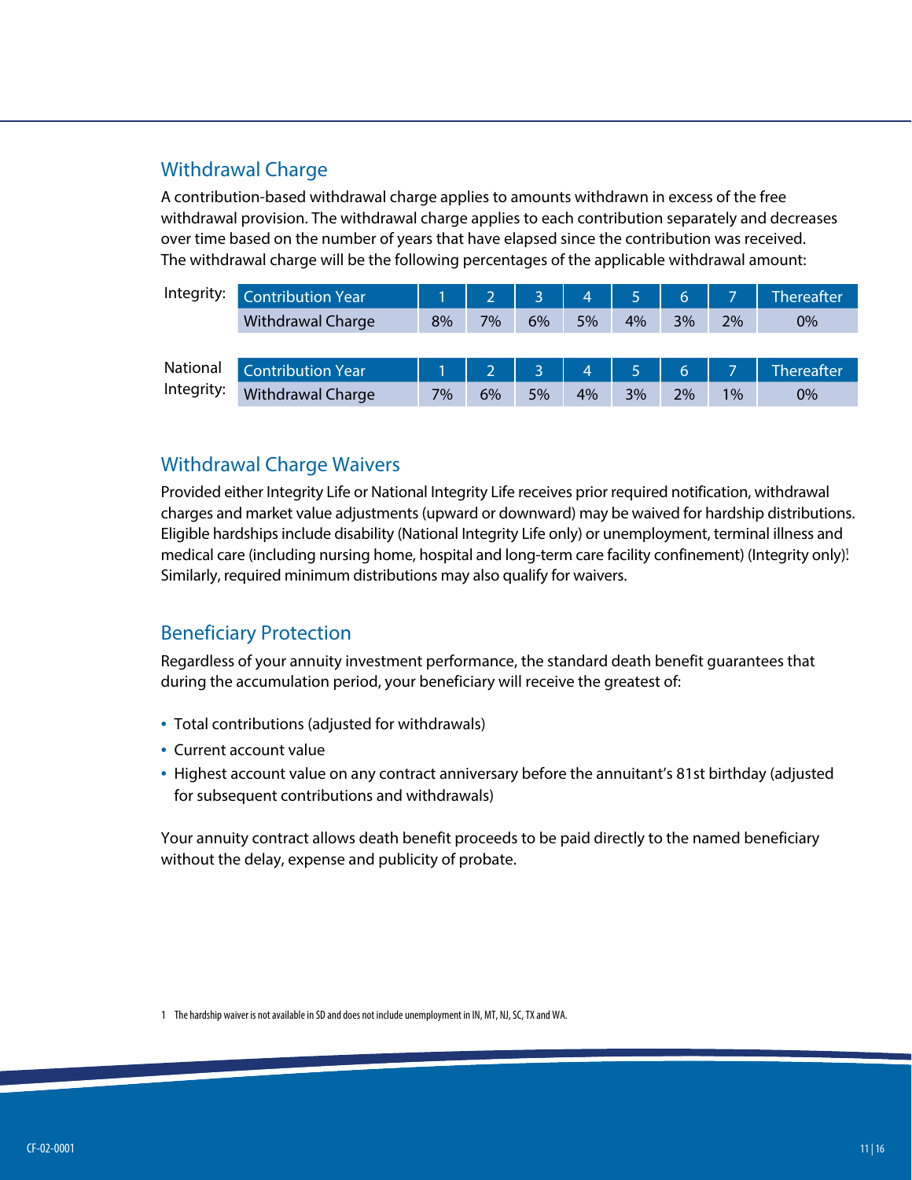## Withdrawal Charge

A contribution-based withdrawal charge applies to amounts withdrawn in excess of the free withdrawal provision. The withdrawal charge applies to each contribution separately and decreases over time based on the number of years that have elapsed since the contribution was received. The withdrawal charge will be the following percentages of the applicable withdrawal amount:

Integrity:

| Contribution Year | 1 | 2 | 3 | 4 | 5 | 6 | 7 | Thereafter |
|---|---|---|---|---|---|---|---|---|
| Withdrawal Charge | 8% | 7% | 6% | 5% | 4% | 3% | 2% | 0% |

National Integrity:

| Contribution Year | 1 | 2 | 3 | 4 | 5 | 6 | 7 | Thereafter |
|---|---|---|---|---|---|---|---|---|
| Withdrawal Charge | 7% | 6% | 5% | 4% | 3% | 2% | 1% | 0% |

## Withdrawal Charge Waivers

Provided either Integrity Life or National Integrity Life receives prior required notification, withdrawal charges and market value adjustments (upward or downward) may be waived for hardship distributions. Eligible hardships include disability (National Integrity Life only) or unemployment, terminal illness and medical care (including nursing home, hospital and long-term care facility confinement) (Integrity only).[1] Similarly, required minimum distributions may also qualify for waivers.

## Beneficiary Protection

Regardless of your annuity investment performance, the standard death benefit guarantees that during the accumulation period, your beneficiary will receive the greatest of:

- Total contributions (adjusted for withdrawals)
- Current account value
- Highest account value on any contract anniversary before the annuitant's 81st birthday (adjusted for subsequent contributions and withdrawals)

Your annuity contract allows death benefit proceeds to be paid directly to the named beneficiary without the delay, expense and publicity of probate.

1 The hardship waiver is not available in SD and does not include unemployment in IN, MT, NJ, SC, TX and WA.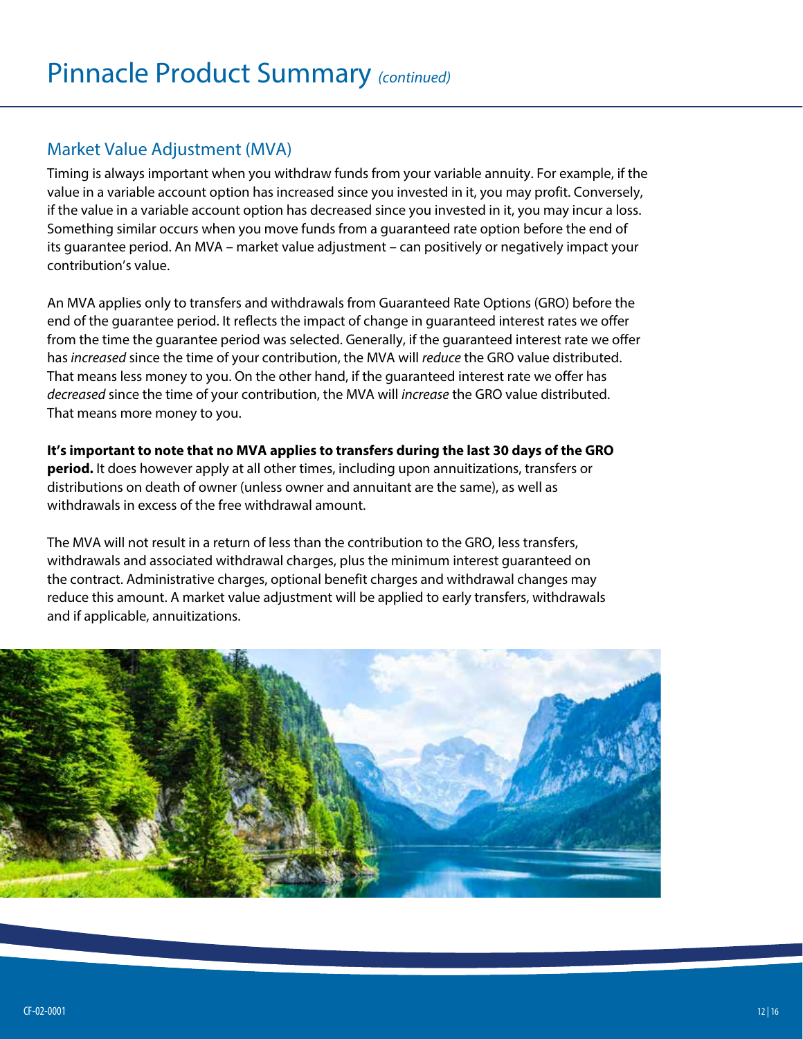# Pinnacle Product Summary *(continued)*

## Market Value Adjustment (MVA)

Timing is always important when you withdraw funds from your variable annuity. For example, if the value in a variable account option has increased since you invested in it, you may profit. Conversely, if the value in a variable account option has decreased since you invested in it, you may incur a loss. Something similar occurs when you move funds from a guaranteed rate option before the end of its guarantee period. An MVA – market value adjustment – can positively or negatively impact your contribution's value.

An MVA applies only to transfers and withdrawals from Guaranteed Rate Options (GRO) before the end of the guarantee period. It reflects the impact of change in guaranteed interest rates we offer from the time the guarantee period was selected. Generally, if the guaranteed interest rate we offer has *increased* since the time of your contribution, the MVA will *reduce* the GRO value distributed. That means less money to you. On the other hand, if the guaranteed interest rate we offer has *decreased* since the time of your contribution, the MVA will *increase* the GRO value distributed. That means more money to you.

**It's important to note that no MVA applies to transfers during the last 30 days of the GRO period.** It does however apply at all other times, including upon annuitizations, transfers or distributions on death of owner (unless owner and annuitant are the same), as well as withdrawals in excess of the free withdrawal amount.

The MVA will not result in a return of less than the contribution to the GRO, less transfers, withdrawals and associated withdrawal charges, plus the minimum interest guaranteed on the contract. Administrative charges, optional benefit charges and withdrawal changes may reduce this amount. A market value adjustment will be applied to early transfers, withdrawals and if applicable, annuitizations.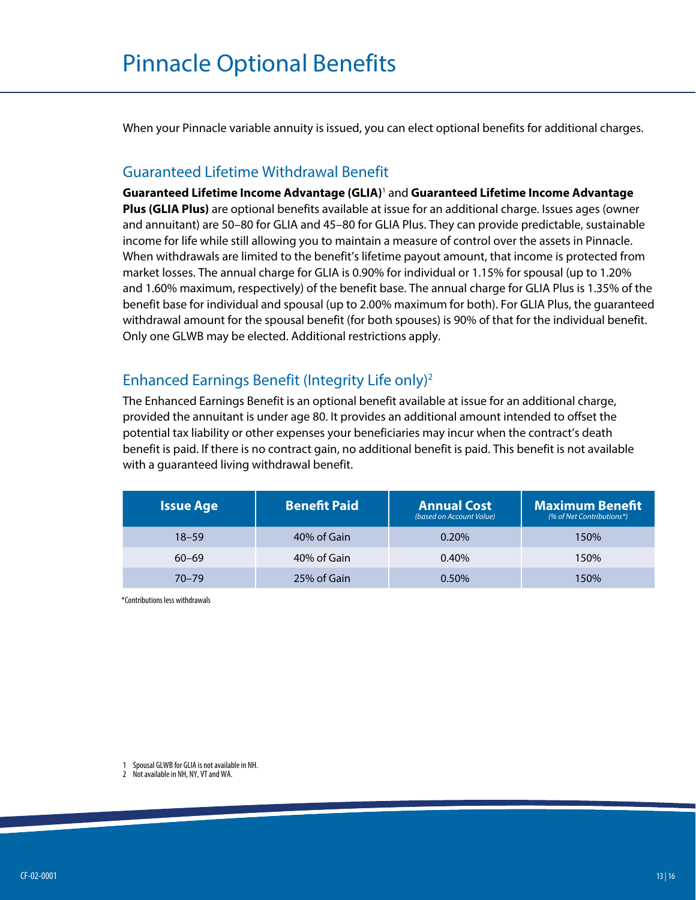# Pinnacle Optional Benefits

When your Pinnacle variable annuity is issued, you can elect optional benefits for additional charges.

## Guaranteed Lifetime Withdrawal Benefit

**Guaranteed Lifetime Income Advantage (GLIA)**[1] and **Guaranteed Lifetime Income Advantage Plus (GLIA Plus)** are optional benefits available at issue for an additional charge. Issues ages (owner and annuitant) are 50–80 for GLIA and 45–80 for GLIA Plus. They can provide predictable, sustainable income for life while still allowing you to maintain a measure of control over the assets in Pinnacle. When withdrawals are limited to the benefit's lifetime payout amount, that income is protected from market losses. The annual charge for GLIA is 0.90% for individual or 1.15% for spousal (up to 1.20% and 1.60% maximum, respectively) of the benefit base. The annual charge for GLIA Plus is 1.35% of the benefit base for individual and spousal (up to 2.00% maximum for both). For GLIA Plus, the guaranteed withdrawal amount for the spousal benefit (for both spouses) is 90% of that for the individual benefit. Only one GLWB may be elected. Additional restrictions apply.

## Enhanced Earnings Benefit (Integrity Life only)[2]

The Enhanced Earnings Benefit is an optional benefit available at issue for an additional charge, provided the annuitant is under age 80. It provides an additional amount intended to offset the potential tax liability or other expenses your beneficiaries may incur when the contract's death benefit is paid. If there is no contract gain, no additional benefit is paid. This benefit is not available with a guaranteed living withdrawal benefit.

| Issue Age | Benefit Paid | Annual Cost *(based on Account Value)* | Maximum Benefit *(% of Net Contributions*)* |
|---|---|---|---|
| 18–59 | 40% of Gain | 0.20% | 150% |
| 60–69 | 40% of Gain | 0.40% | 150% |
| 70–79 | 25% of Gain | 0.50% | 150% |

*Contributions less withdrawals

1 Spousal GLWB for GLIA is not available in NH.
2 Not available in NH, NY, VT and WA.

CF-02-0001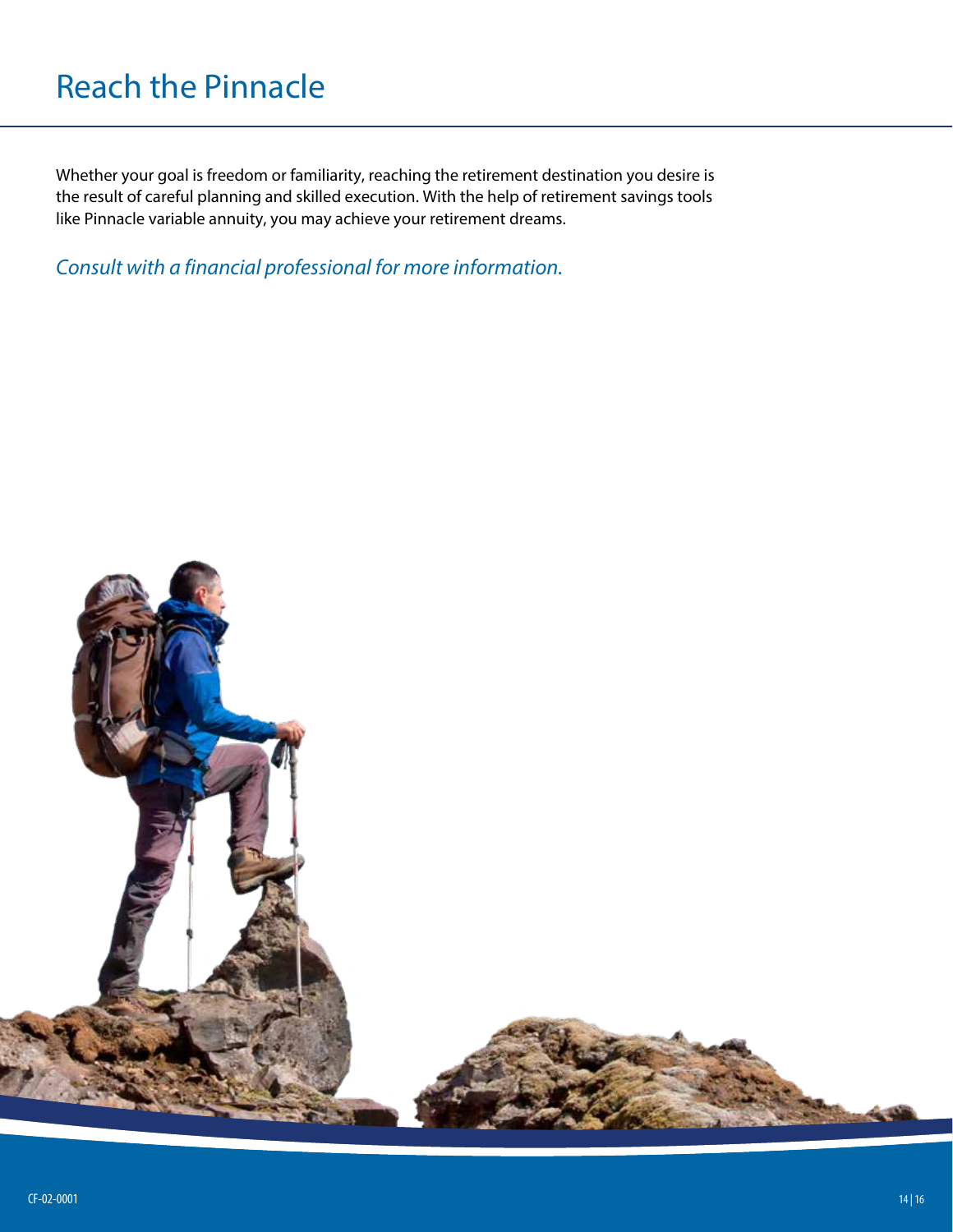# Reach the Pinnacle

Whether your goal is freedom or familiarity, reaching the retirement destination you desire is the result of careful planning and skilled execution. With the help of retirement savings tools like Pinnacle variable annuity, you may achieve your retirement dreams.

*Consult with a financial professional for more information.*

CF-02-0001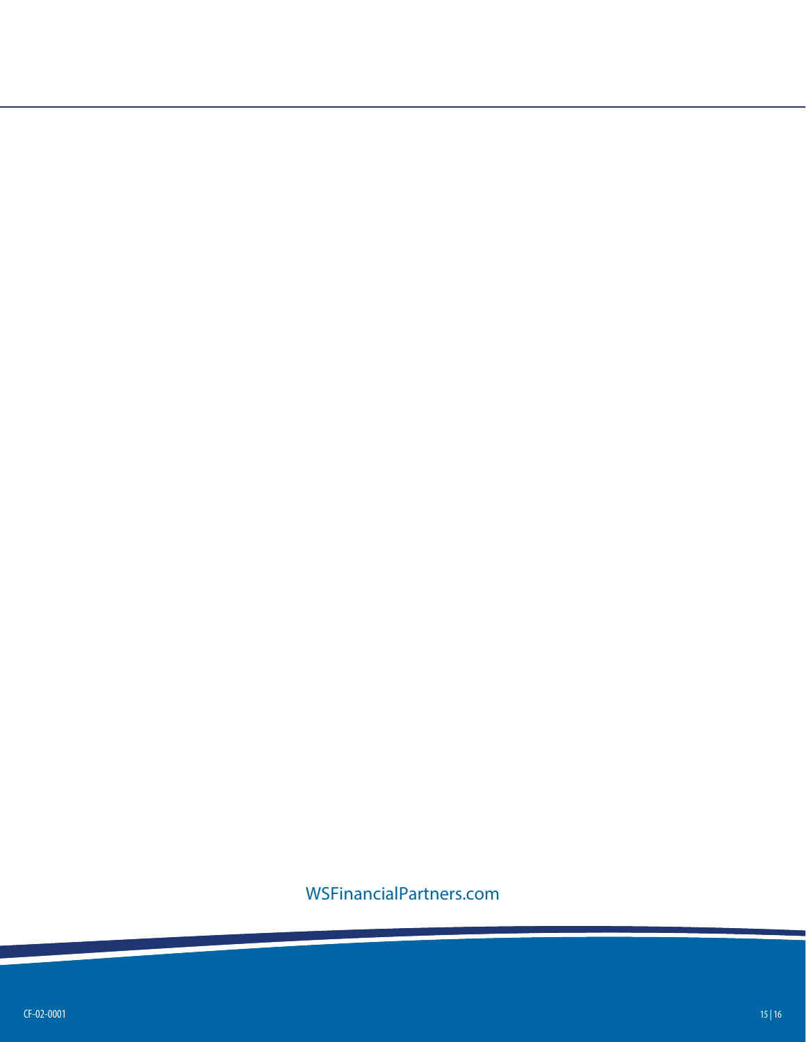WSFinancialPartners.com

CF-02-0001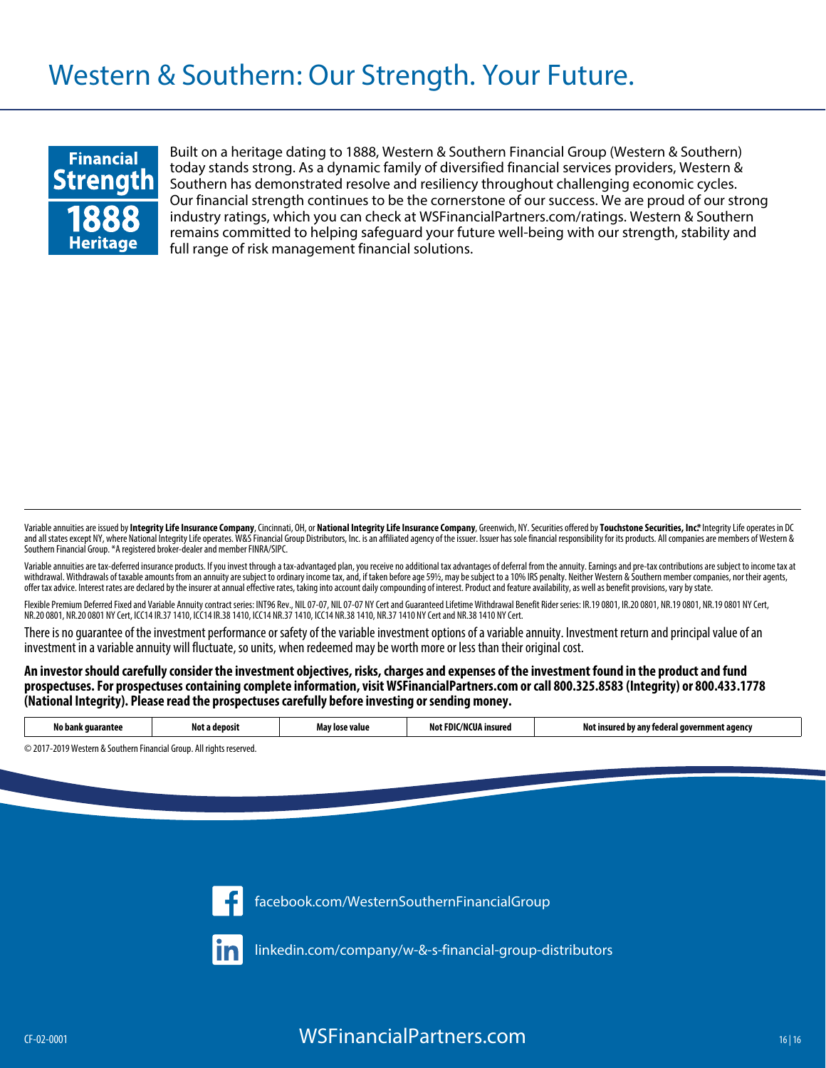# Western & Southern: Our Strength. Your Future.

**Financial Strength 1888 Heritage**

Built on a heritage dating to 1888, Western & Southern Financial Group (Western & Southern) today stands strong. As a dynamic family of diversified financial services providers, Western & Southern has demonstrated resolve and resiliency throughout challenging economic cycles. Our financial strength continues to be the cornerstone of our success. We are proud of our strong industry ratings, which you can check at WSFinancialPartners.com/ratings. Western & Southern remains committed to helping safeguard your future well-being with our strength, stability and full range of risk management financial solutions.

Variable annuities are issued by **Integrity Life Insurance Company**, Cincinnati, OH, or **National Integrity Life Insurance Company**, Greenwich, NY. Securities offered by **Touchstone Securities, Inc.*** Integrity Life operates in DC and all states except NY, where National Integrity Life operates. W&S Financial Group Distributors, Inc. is an affiliated agency of the issuer. Issuer has sole financial responsibility for its products. All companies are members of Western & Southern Financial Group. *A registered broker-dealer and member FINRA/SIPC.

Variable annuities are tax-deferred insurance products. If you invest through a tax-advantaged plan, you receive no additional tax advantages of deferral from the annuity. Earnings and pre-tax contributions are subject to income tax at withdrawal. Withdrawals of taxable amounts from an annuity are subject to ordinary income tax, and, if taken before age 59½, may be subject to a 10% IRS penalty. Neither Western & Southern member companies, nor their agents, offer tax advice. Interest rates are declared by the insurer at annual effective rates, taking into account daily compounding of interest. Product and feature availability, as well as benefit provisions, vary by state.

Flexible Premium Deferred Fixed and Variable Annuity contract series: INT96 Rev., NIL 07-07, NIL 07-07 NY Cert and Guaranteed Lifetime Withdrawal Benefit Rider series: IR.19 0801, IR.20 0801, NR.19 0801, NR.19 0801 NY Cert, NR.20 0801, NR.20 0801 NY Cert, ICC14 IR.37 1410, ICC14 IR.38 1410, ICC14 NR.37 1410, ICC14 NR.38 1410, NR.37 1410 NY Cert and NR.38 1410 NY Cert.

There is no guarantee of the investment performance or safety of the variable investment options of a variable annuity. Investment return and principal value of an investment in a variable annuity will fluctuate, so units, when redeemed may be worth more or less than their original cost.

**An investor should carefully consider the investment objectives, risks, charges and expenses of the investment found in the product and fund prospectuses. For prospectuses containing complete information, visit WSFinancialPartners.com or call 800.325.8583 (Integrity) or 800.433.1778 (National Integrity). Please read the prospectuses carefully before investing or sending money.**

| No bank guarantee | Not a deposit | May lose value | Not FDIC/NCUA insured | Not insured by any federal government agency |
|---|---|---|---|---|

© 2017-2019 Western & Southern Financial Group. All rights reserved.

facebook.com/WesternSouthernFinancialGroup

linkedin.com/company/w-&-s-financial-group-distributors

CF-02-0001

WSFinancialPartners.com